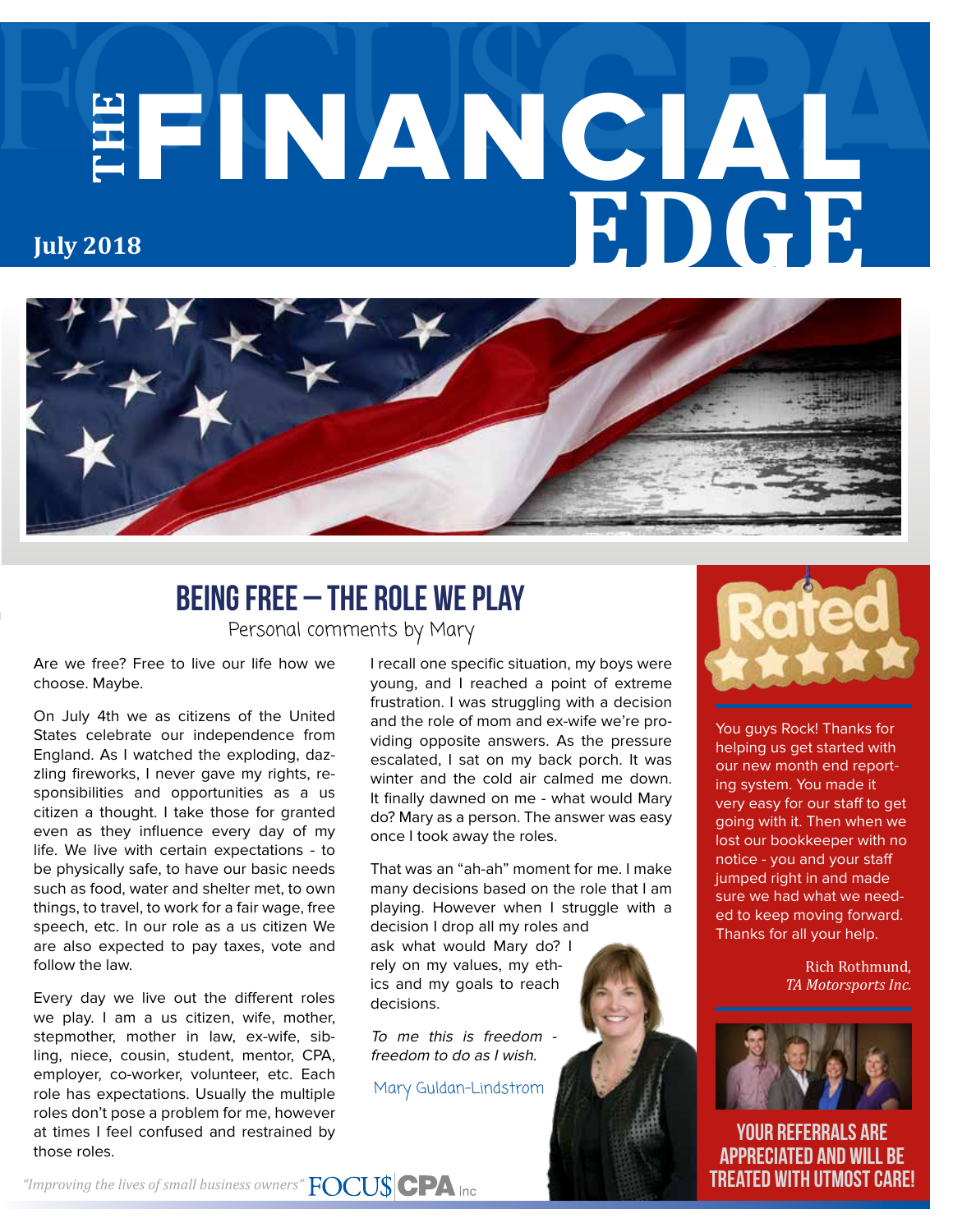# THE FINANCIAL EDGE

**July 2018**

## BEING FREE – THE ROLE WE PLAY

Personal comments by Mary

Are we free? Free to live our life how we choose. Maybe.

On July 4th we as citizens of the United States celebrate our independence from England. As I watched the exploding, dazzling fireworks, I never gave my rights, responsibilities and opportunities as a us citizen a thought. I take those for granted even as they influence every day of my life. We live with certain expectations - to be physically safe, to have our basic needs such as food, water and shelter met, to own things, to travel, to work for a fair wage, free speech, etc. In our role as a us citizen We are also expected to pay taxes, vote and follow the law.

Every day we live out the different roles we play. I am a us citizen, wife, mother, stepmother, mother in law, ex-wife, sibling, niece, cousin, student, mentor, CPA, employer, co-worker, volunteer, etc. Each role has expectations. Usually the multiple roles don't pose a problem for me, however at times I feel confused and restrained by those roles.

I recall one specific situation, my boys were young, and I reached a point of extreme frustration. I was struggling with a decision and the role of mom and ex-wife we're providing opposite answers. As the pressure escalated, I sat on my back porch. It was winter and the cold air calmed me down. It finally dawned on me - what would Mary do? Mary as a person. The answer was easy once I took away the roles.

That was an "ah-ah" moment for me. I make many decisions based on the role that I am playing. However when I struggle with a decision I drop all my roles and ask what would Mary do? I rely on my values, my ethics and my goals to reach decisions.

*To me this is freedom - freedom to do as I wish.*

Mary Guldan-Lindstrom

---

**Rated**

You guys Rock! Thanks for helping us get started with our new month end reporting system. You made it very easy for our staff to get going with it. Then when we lost our bookkeeper with no notice - you and your staff jumped right in and made sure we had what we needed to keep moving forward. Thanks for all your help.

Rich Rothmund,
*TA Motorsports Inc.*

**YOUR REFERRALS ARE APPRECIATED AND WILL BE TREATED WITH UTMOST CARE!**

*"Improving the lives of small business owners"* FOCU$ CPA Inc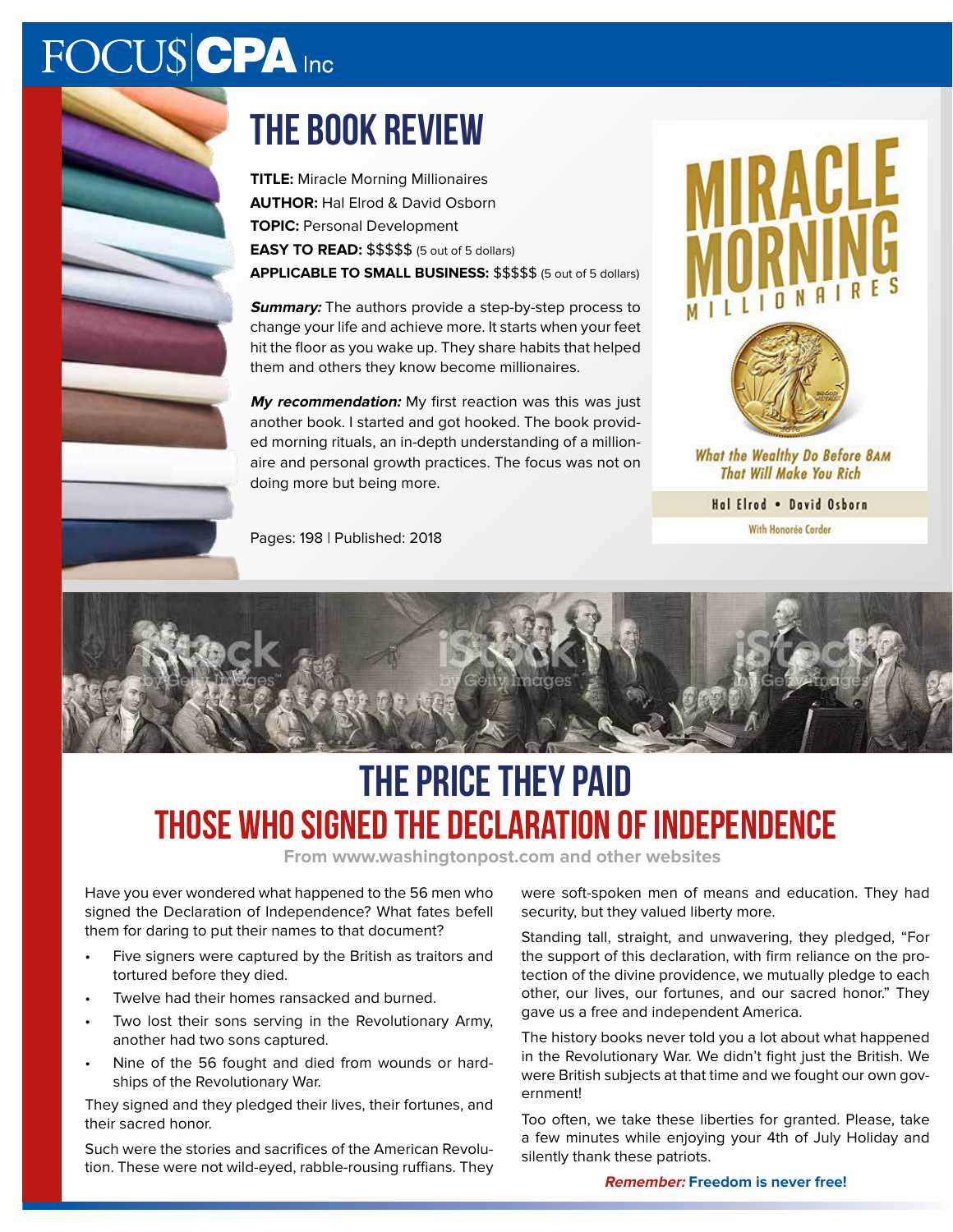FOCU$|CPA Inc

# THE BOOK REVIEW

**TITLE:** Miracle Morning Millionaires
**AUTHOR:** Hal Elrod & David Osborn
**TOPIC:** Personal Development
**EASY TO READ:** $$$$$ (5 out of 5 dollars)
**APPLICABLE TO SMALL BUSINESS:** $$$$$ (5 out of 5 dollars)

***Summary:*** The authors provide a step-by-step process to change your life and achieve more. It starts when your feet hit the floor as you wake up. They share habits that helped them and others they know become millionaires.

***My recommendation:*** My first reaction was this was just another book. I started and got hooked. The book provided morning rituals, an in-depth understanding of a millionaire and personal growth practices. The focus was not on doing more but being more.

Pages: 198 | Published: 2018

# THE PRICE THEY PAID

## THOSE WHO SIGNED THE DECLARATION OF INDEPENDENCE

**From www.washingtonpost.com and other websites**

Have you ever wondered what happened to the 56 men who signed the Declaration of Independence? What fates befell them for daring to put their names to that document?

- Five signers were captured by the British as traitors and tortured before they died.
- Twelve had their homes ransacked and burned.
- Two lost their sons serving in the Revolutionary Army, another had two sons captured.
- Nine of the 56 fought and died from wounds or hardships of the Revolutionary War.

They signed and they pledged their lives, their fortunes, and their sacred honor.

Such were the stories and sacrifices of the American Revolution. These were not wild-eyed, rabble-rousing ruffians. They were soft-spoken men of means and education. They had security, but they valued liberty more.

Standing tall, straight, and unwavering, they pledged, "For the support of this declaration, with firm reliance on the protection of the divine providence, we mutually pledge to each other, our lives, our fortunes, and our sacred honor." They gave us a free and independent America.

The history books never told you a lot about what happened in the Revolutionary War. We didn't fight just the British. We were British subjects at that time and we fought our own government!

Too often, we take these liberties for granted. Please, take a few minutes while enjoying your 4th of July Holiday and silently thank these patriots.

***Remember:*** **Freedom is never free!**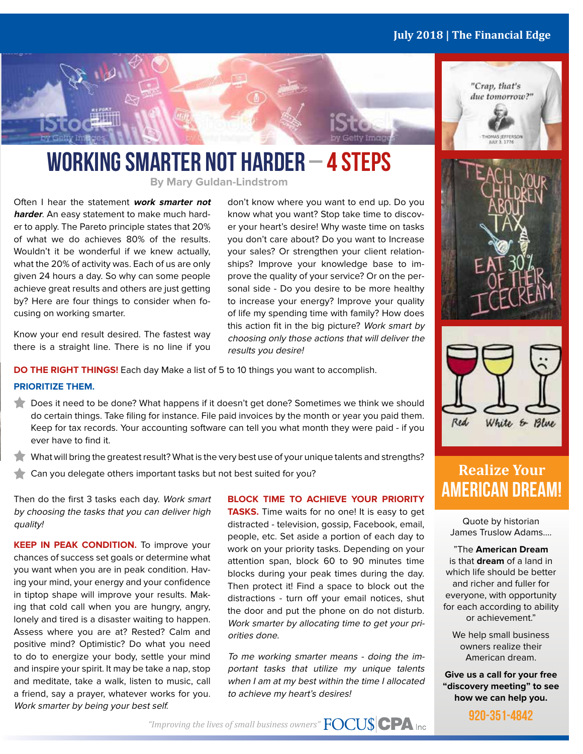# WORKING SMARTER NOT HARDER – 4 STEPS

By Mary Guldan-Lindstrom

Often I hear the statement ***work smarter not harder***. An easy statement to make much harder to apply. The Pareto principle states that 20% of what we do achieves 80% of the results. Wouldn't it be wonderful if we knew actually, what the 20% of activity was. Each of us are only given 24 hours a day. So why can some people achieve great results and others are just getting by? Here are four things to consider when focusing on working smarter.

Know your end result desired. The fastest way there is a straight line. There is no line if you don't know where you want to end up. Do you know what you want? Stop take time to discover your heart's desire! Why waste time on tasks you don't care about? Do you want to Increase your sales? Or strengthen your client relationships? Improve your knowledge base to improve the quality of your service? Or on the personal side - Do you desire to be more healthy to increase your energy? Improve your quality of life my spending time with family? How does this action fit in the big picture? *Work smart by choosing only those actions that will deliver the results you desire!*

**DO THE RIGHT THINGS!** Each day Make a list of 5 to 10 things you want to accomplish.

**PRIORITIZE THEM.**

- Does it need to be done? What happens if it doesn't get done? Sometimes we think we should do certain things. Take filing for instance. File paid invoices by the month or year you paid them. Keep for tax records. Your accounting software can tell you what month they were paid - if you ever have to find it.
- What will bring the greatest result? What is the very best use of your unique talents and strengths?
- Can you delegate others important tasks but not best suited for you?

Then do the first 3 tasks each day. *Work smart by choosing the tasks that you can deliver high quality!*

**KEEP IN PEAK CONDITION.** To improve your chances of success set goals or determine what you want when you are in peak condition. Having your mind, your energy and your confidence in tiptop shape will improve your results. Making that cold call when you are hungry, angry, lonely and tired is a disaster waiting to happen. Assess where you are at? Rested? Calm and positive mind? Optimistic? Do what you need to do to energize your body, settle your mind and inspire your spirit. It may be take a nap, stop and meditate, take a walk, listen to music, call a friend, say a prayer, whatever works for you. *Work smarter by being your best self.*

**BLOCK TIME TO ACHIEVE YOUR PRIORITY TASKS.** Time waits for no one! It is easy to get distracted - television, gossip, Facebook, email, people, etc. Set aside a portion of each day to work on your priority tasks. Depending on your attention span, block 60 to 90 minutes time blocks during your peak times during the day. Then protect it! Find a space to block out the distractions - turn off your email notices, shut the door and put the phone on do not disturb. *Work smarter by allocating time to get your priorities done.*

*To me working smarter means - doing the important tasks that utilize my unique talents when I am at my best within the time I allocated to achieve my heart's desires!*

"Crap, that's due tomorrow?" – Thomas Jefferson, July 3, 1776

TEACH YOUR CHILDREN ABOUT TAX. EAT 30% OF THEIR ICECREAM

Red White & Blue

## Realize Your AMERICAN DREAM!

Quote by historian James Truslow Adams....

"The **American Dream** is that **dream** of a land in which life should be better and richer and fuller for everyone, with opportunity for each according to ability or achievement."

We help small business owners realize their American dream.

**Give us a call for your free "discovery meeting" to see how we can help you.**

920-351-4842

*"Improving the lives of small business owners"* FOCU$ CPA Inc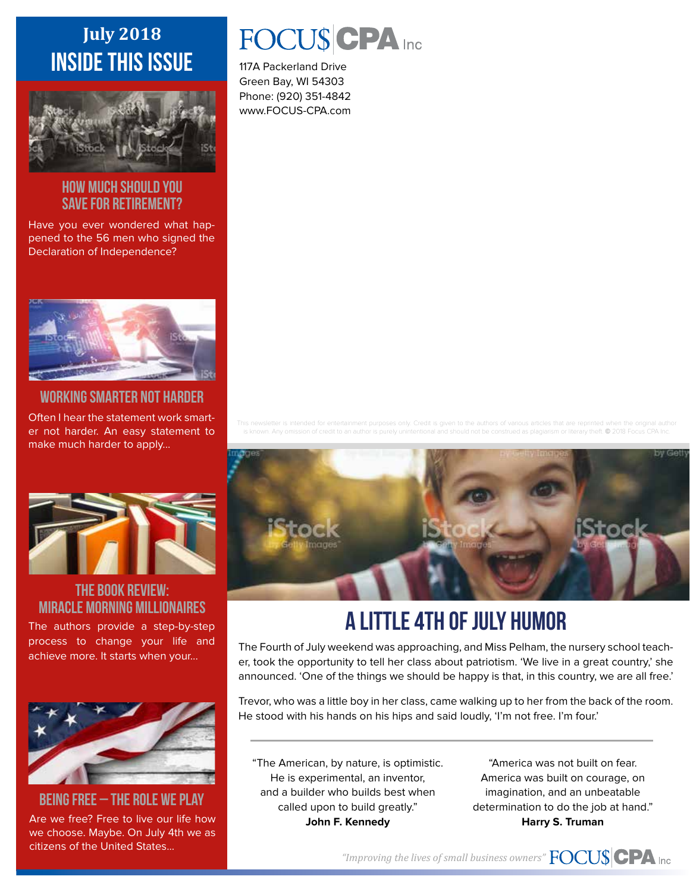## July 2018
# INSIDE THIS ISSUE

### HOW MUCH SHOULD YOU SAVE FOR RETIREMENT?

Have you ever wondered what happened to the 56 men who signed the Declaration of Independence?

### WORKING SMARTER NOT HARDER

Often I hear the statement work smarter not harder. An easy statement to make much harder to apply...

### THE BOOK REVIEW: MIRACLE MORNING MILLIONAIRES

The authors provide a step-by-step process to change your life and achieve more. It starts when your...

### BEING FREE – THE ROLE WE PLAY

Are we free? Free to live our life how we choose. Maybe. On July 4th we as citizens of the United States...

FOCU$ CPA Inc

117A Packerland Drive
Green Bay, WI 54303
Phone: (920) 351-4842
www.FOCUS-CPA.com

This newsletter is intended for entertainment purposes only. Credit is given to the authors of various articles that are reprinted when the original author is known. Any omission of credit to an author is purely unintentional and should not be construed as plagiarism or literary theft. © 2018 Focus CPA Inc.

## A LITTLE 4TH OF JULY HUMOR

The Fourth of July weekend was approaching, and Miss Pelham, the nursery school teacher, took the opportunity to tell her class about patriotism. 'We live in a great country,' she announced. 'One of the things we should be happy is that, in this country, we are all free.'

Trevor, who was a little boy in her class, came walking up to her from the back of the room. He stood with his hands on his hips and said loudly, 'I'm not free. I'm four.'

---

"The American, by nature, is optimistic. He is experimental, an inventor, and a builder who builds best when called upon to build greatly."
**John F. Kennedy**

"America was not built on fear. America was built on courage, on imagination, and an unbeatable determination to do the job at hand."
**Harry S. Truman**

*"Improving the lives of small business owners"* FOCU$ CPA Inc